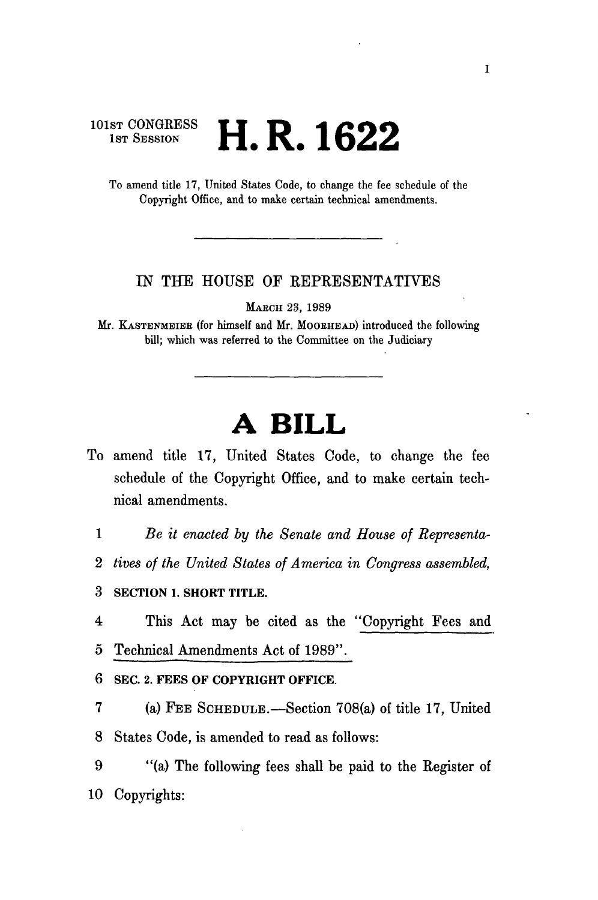101ST CONGRESS
1ST SESSION

# H. R. 1622

To amend title 17, United States Code, to change the fee schedule of the Copyright Office, and to make certain technical amendments.

---

IN THE HOUSE OF REPRESENTATIVES

MARCH 23, 1989

Mr. KASTENMEIER (for himself and Mr. MOORHEAD) introduced the following bill; which was referred to the Committee on the Judiciary

---

# A BILL

To amend title 17, United States Code, to change the fee schedule of the Copyright Office, and to make certain technical amendments.

1 *Be it enacted by the Senate and House of Representa-*
2 *tives of the United States of America in Congress assembled,*

3 **SECTION 1. SHORT TITLE.**

4 This Act may be cited as the "Copyright Fees and
5 Technical Amendments Act of 1989".

6 **SEC. 2. FEES OF COPYRIGHT OFFICE.**

7 (a) FEE SCHEDULE.—Section 708(a) of title 17, United
8 States Code, is amended to read as follows:

9 "(a) The following fees shall be paid to the Register of
10 Copyrights: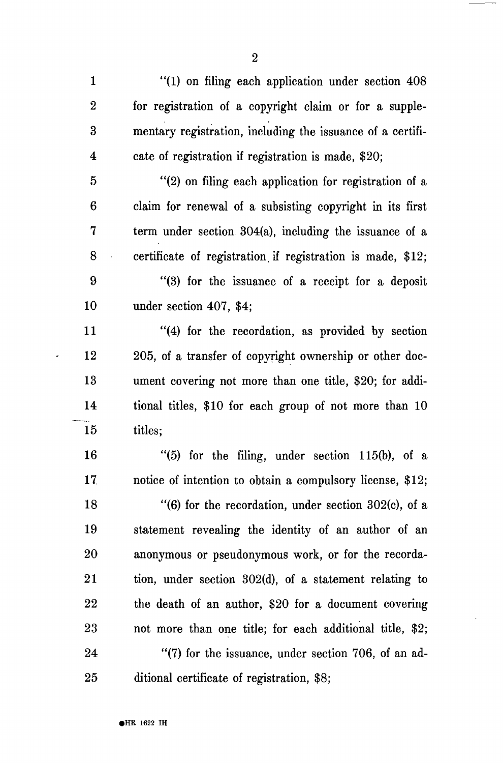"(1) on filing each application under section 408 for registration of a copyright claim or for a supplementary registration, including the issuance of a certificate of registration if registration is made, $20;

"(2) on filing each application for registration of a claim for renewal of a subsisting copyright in its first term under section 304(a), including the issuance of a certificate of registration if registration is made, $12;

"(3) for the issuance of a receipt for a deposit under section 407, $4;

"(4) for the recordation, as provided by section 205, of a transfer of copyright ownership or other document covering not more than one title, $20; for additional titles, $10 for each group of not more than 10 titles;

"(5) for the filing, under section 115(b), of a notice of intention to obtain a compulsory license, $12;

"(6) for the recordation, under section 302(c), of a statement revealing the identity of an author of an anonymous or pseudonymous work, or for the recordation, under section 302(d), of a statement relating to the death of an author, $20 for a document covering not more than one title; for each additional title, $2;

"(7) for the issuance, under section 706, of an additional certificate of registration, $8;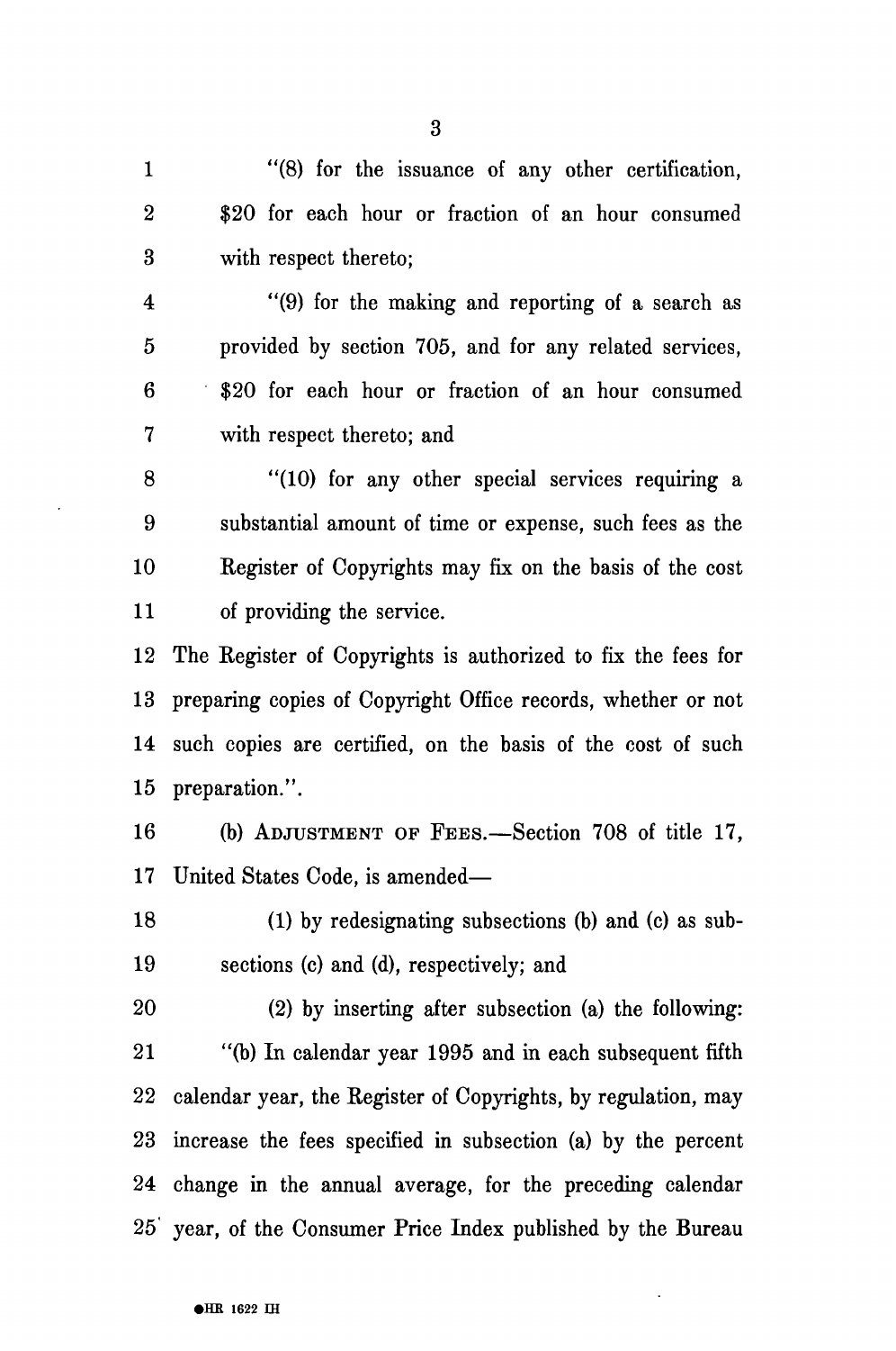"(8) for the issuance of any other certification, $20 for each hour or fraction of an hour consumed with respect thereto;

"(9) for the making and reporting of a search as provided by section 705, and for any related services, $20 for each hour or fraction of an hour consumed with respect thereto; and

"(10) for any other special services requiring a substantial amount of time or expense, such fees as the Register of Copyrights may fix on the basis of the cost of providing the service.

The Register of Copyrights is authorized to fix the fees for preparing copies of Copyright Office records, whether or not such copies are certified, on the basis of the cost of such preparation.".

(b) ADJUSTMENT OF FEES.—Section 708 of title 17, United States Code, is amended—

(1) by redesignating subsections (b) and (c) as subsections (c) and (d), respectively; and

(2) by inserting after subsection (a) the following:

"(b) In calendar year 1995 and in each subsequent fifth calendar year, the Register of Copyrights, by regulation, may increase the fees specified in subsection (a) by the percent change in the annual average, for the preceding calendar year, of the Consumer Price Index published by the Bureau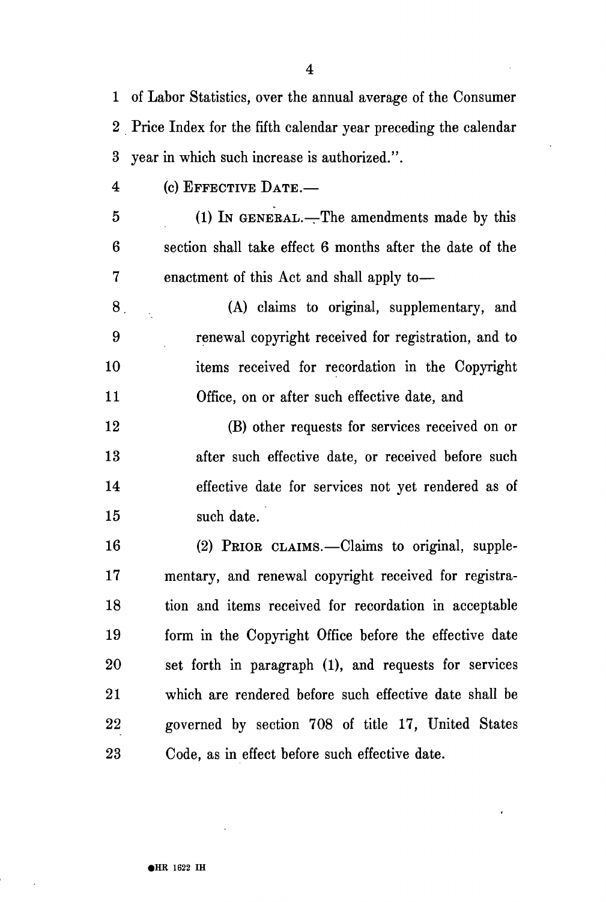of Labor Statistics, over the annual average of the Consumer Price Index for the fifth calendar year preceding the calendar year in which such increase is authorized.".

(c) EFFECTIVE DATE.—

(1) IN GENERAL.—The amendments made by this section shall take effect 6 months after the date of the enactment of this Act and shall apply to—

(A) claims to original, supplementary, and renewal copyright received for registration, and to items received for recordation in the Copyright Office, on or after such effective date, and

(B) other requests for services received on or after such effective date, or received before such effective date for services not yet rendered as of such date.

(2) PRIOR CLAIMS.—Claims to original, supplementary, and renewal copyright received for registration and items received for recordation in acceptable form in the Copyright Office before the effective date set forth in paragraph (1), and requests for services which are rendered before such effective date shall be governed by section 708 of title 17, United States Code, as in effect before such effective date.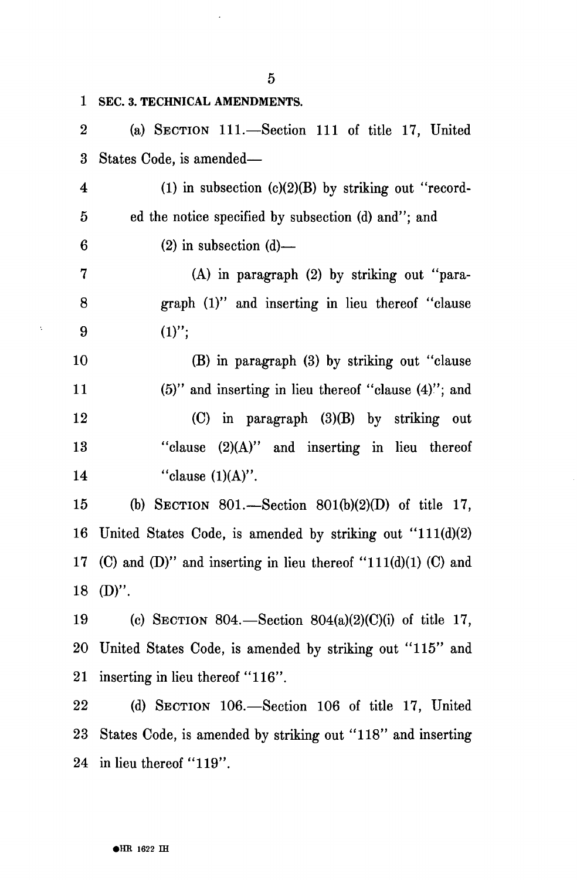**SEC. 3. TECHNICAL AMENDMENTS.**

(a) SECTION 111.—Section 111 of title 17, United States Code, is amended—

(1) in subsection (c)(2)(B) by striking out "recorded the notice specified by subsection (d) and"; and

(2) in subsection (d)—

(A) in paragraph (2) by striking out "paragraph (1)" and inserting in lieu thereof "clause (1)";

(B) in paragraph (3) by striking out "clause (5)" and inserting in lieu thereof "clause (4)"; and

(C) in paragraph (3)(B) by striking out "clause (2)(A)" and inserting in lieu thereof "clause (1)(A)".

(b) SECTION 801.—Section 801(b)(2)(D) of title 17, United States Code, is amended by striking out "111(d)(2) (C) and (D)" and inserting in lieu thereof "111(d)(1) (C) and (D)".

(c) SECTION 804.—Section 804(a)(2)(C)(i) of title 17, United States Code, is amended by striking out "115" and inserting in lieu thereof "116".

(d) SECTION 106.—Section 106 of title 17, United States Code, is amended by striking out "118" and inserting in lieu thereof "119".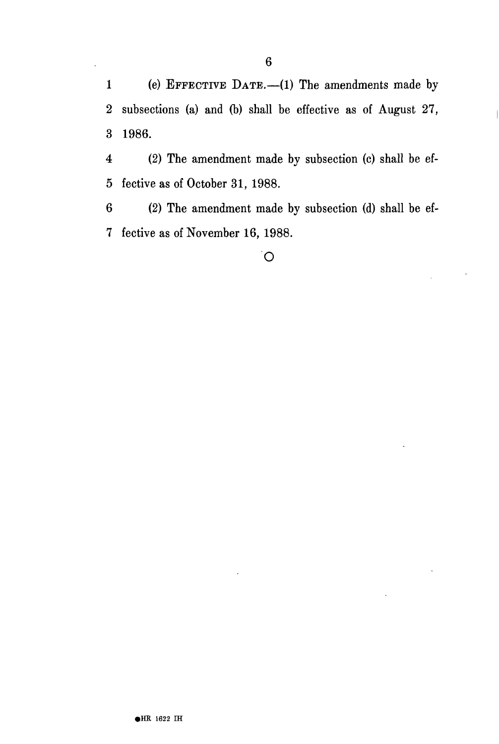(e) EFFECTIVE DATE.—(1) The amendments made by subsections (a) and (b) shall be effective as of August 27, 1986.

(2) The amendment made by subsection (c) shall be effective as of October 31, 1988.

(2) The amendment made by subsection (d) shall be effective as of November 16, 1988.

○